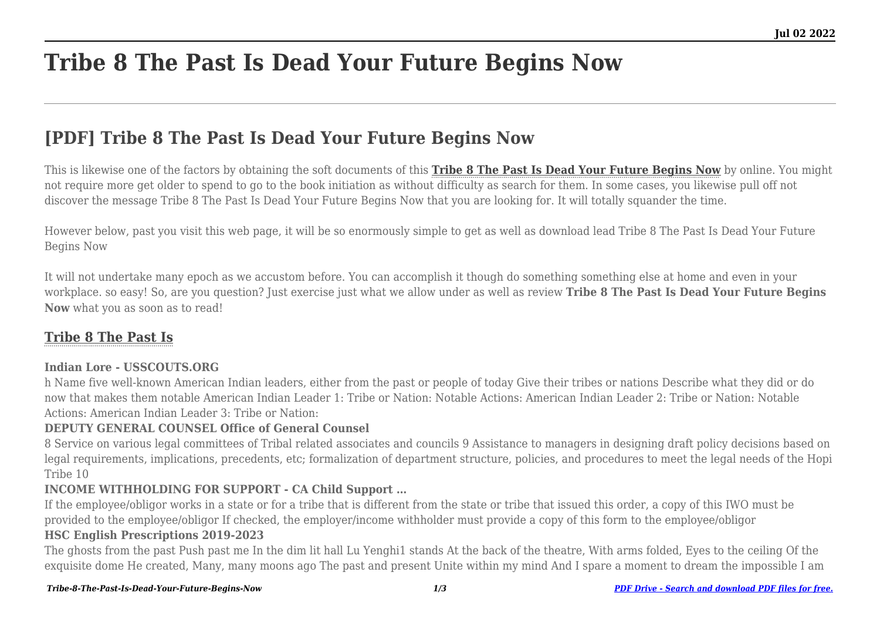# Tribe 8 The Past Is Dead Your Future Begins Now

## [PDF] Tribe 8 The Past Is Dead Your Future Begins Now

This is likewise one of the factors by obtaining the soft documents of this **Tribe 8 The Past Is Dead Your Future Begins Now** by online. You might not require more get older to spend to go to the book initiation as without difficulty as search for them. In some cases, you likewise pull off not discover the message Tribe 8 The Past Is Dead Your Future Begins Now that you are looking for. It will totally squander the time.

However below, past you visit this web page, it will be so enormously simple to get as well as download lead Tribe 8 The Past Is Dead Your Future Begins Now

It will not undertake many epoch as we accustom before. You can accomplish it though do something something else at home and even in your workplace. so easy! So, are you question? Just exercise just what we allow under as well as review **Tribe 8 The Past Is Dead Your Future Begins Now** what you as soon as to read!

### Tribe 8 The Past Is

**Indian Lore - USSCOUTS.ORG**

h Name five well-known American Indian leaders, either from the past or people of today Give their tribes or nations Describe what they did or do now that makes them notable American Indian Leader 1: Tribe or Nation: Notable Actions: American Indian Leader 2: Tribe or Nation: Notable Actions: American Indian Leader 3: Tribe or Nation:

**DEPUTY GENERAL COUNSEL Office of General Counsel**

8 Service on various legal committees of Tribal related associates and councils 9 Assistance to managers in designing draft policy decisions based on legal requirements, implications, precedents, etc; formalization of department structure, policies, and procedures to meet the legal needs of the Hopi Tribe 10

**INCOME WITHHOLDING FOR SUPPORT - CA Child Support …**

If the employee/obligor works in a state or for a tribe that is different from the state or tribe that issued this order, a copy of this IWO must be provided to the employee/obligor If checked, the employer/income withholder must provide a copy of this form to the employee/obligor

**HSC English Prescriptions 2019-2023**

The ghosts from the past Push past me In the dim lit hall Lu Yenghi1 stands At the back of the theatre, With arms folded, Eyes to the ceiling Of the exquisite dome He created, Many, many moons ago The past and present Unite within my mind And I spare a moment to dream the impossible I am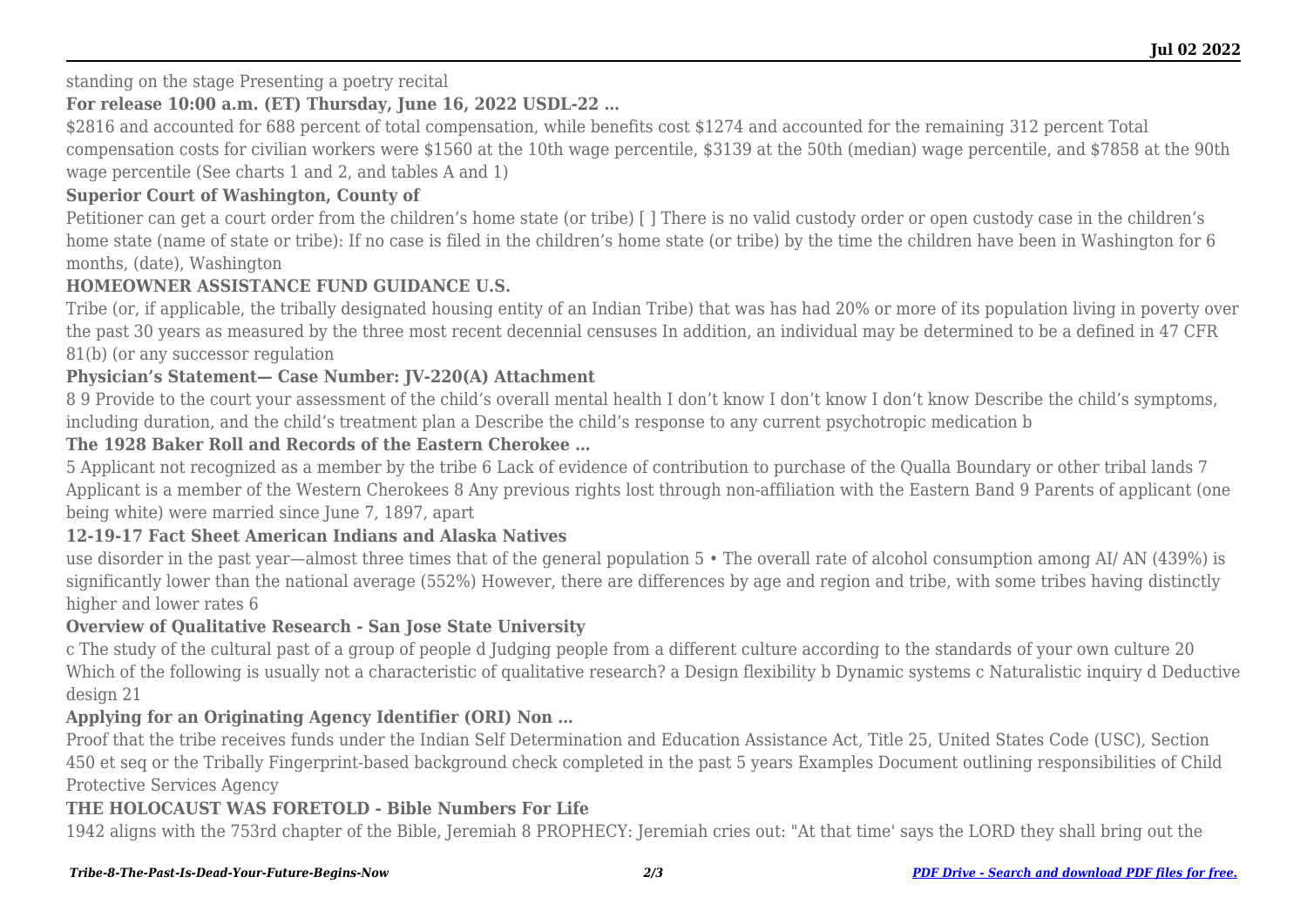standing on the stage Presenting a poetry recital

**For release 10:00 a.m. (ET) Thursday, June 16, 2022 USDL-22 …**

$2816 and accounted for 688 percent of total compensation, while benefits cost $1274 and accounted for the remaining 312 percent Total compensation costs for civilian workers were $1560 at the 10th wage percentile, $3139 at the 50th (median) wage percentile, and $7858 at the 90th wage percentile (See charts 1 and 2, and tables A and 1)

**Superior Court of Washington, County of**

Petitioner can get a court order from the children's home state (or tribe) [ ] There is no valid custody order or open custody case in the children's home state (name of state or tribe): If no case is filed in the children's home state (or tribe) by the time the children have been in Washington for 6 months, (date), Washington

**HOMEOWNER ASSISTANCE FUND GUIDANCE U.S.**

Tribe (or, if applicable, the tribally designated housing entity of an Indian Tribe) that was has had 20% or more of its population living in poverty over the past 30 years as measured by the three most recent decennial censuses In addition, an individual may be determined to be a defined in 47 CFR 81(b) (or any successor regulation

**Physician's Statement— Case Number: JV-220(A) Attachment**

8 9 Provide to the court your assessment of the child's overall mental health I don't know I don't know I don't know Describe the child's symptoms, including duration, and the child's treatment plan a Describe the child's response to any current psychotropic medication b

**The 1928 Baker Roll and Records of the Eastern Cherokee …**

5 Applicant not recognized as a member by the tribe 6 Lack of evidence of contribution to purchase of the Qualla Boundary or other tribal lands 7 Applicant is a member of the Western Cherokees 8 Any previous rights lost through non-affiliation with the Eastern Band 9 Parents of applicant (one being white) were married since June 7, 1897, apart

**12-19-17 Fact Sheet American Indians and Alaska Natives**

use disorder in the past year—almost three times that of the general population 5 • The overall rate of alcohol consumption among AI/ AN (439%) is significantly lower than the national average (552%) However, there are differences by age and region and tribe, with some tribes having distinctly higher and lower rates 6

**Overview of Qualitative Research - San Jose State University**

c The study of the cultural past of a group of people d Judging people from a different culture according to the standards of your own culture 20 Which of the following is usually not a characteristic of qualitative research? a Design flexibility b Dynamic systems c Naturalistic inquiry d Deductive design 21

**Applying for an Originating Agency Identifier (ORI) Non …**

Proof that the tribe receives funds under the Indian Self Determination and Education Assistance Act, Title 25, United States Code (USC), Section 450 et seq or the Tribally Fingerprint-based background check completed in the past 5 years Examples Document outlining responsibilities of Child Protective Services Agency

**THE HOLOCAUST WAS FORETOLD - Bible Numbers For Life**

1942 aligns with the 753rd chapter of the Bible, Jeremiah 8 PROPHECY: Jeremiah cries out: "At that time' says the LORD they shall bring out the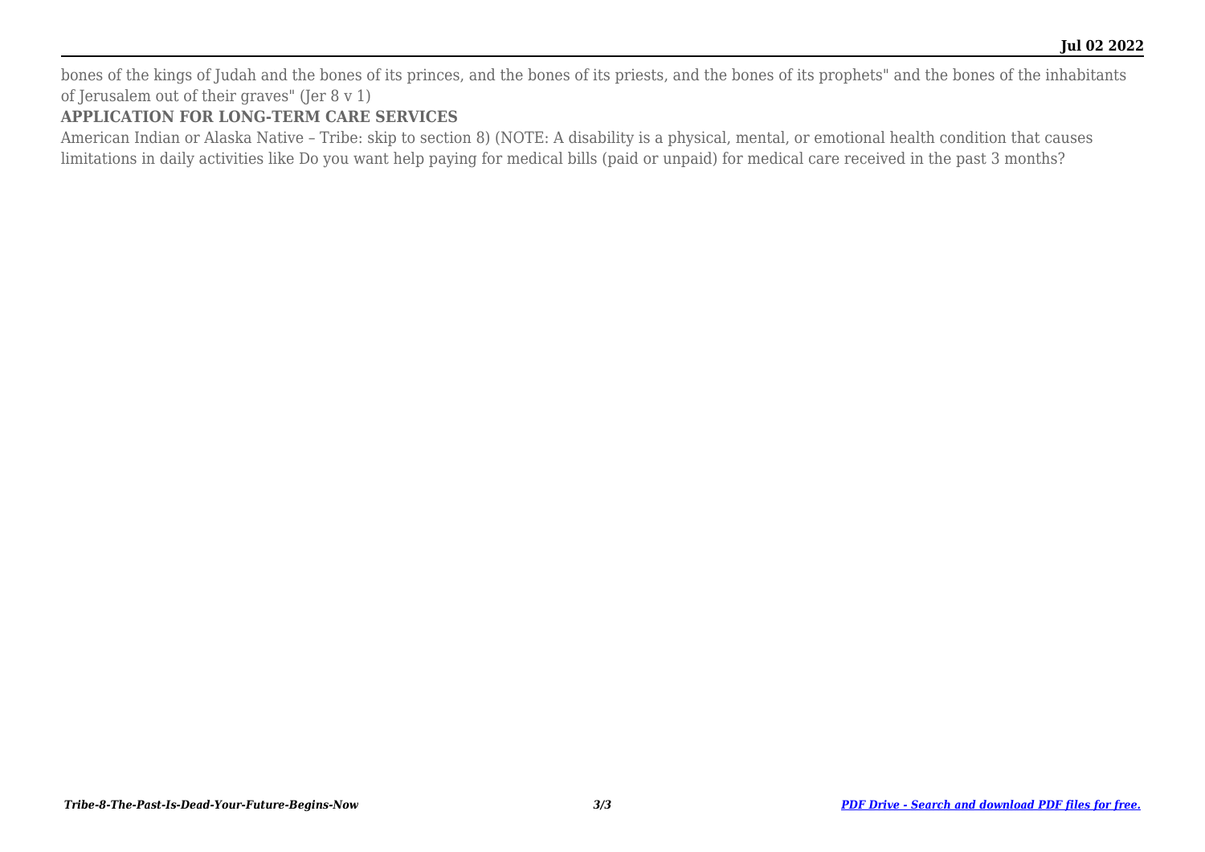bones of the kings of Judah and the bones of its princes, and the bones of its priests, and the bones of its prophets" and the bones of the inhabitants of Jerusalem out of their graves" (Jer 8 v 1)

**APPLICATION FOR LONG-TERM CARE SERVICES**

American Indian or Alaska Native – Tribe: skip to section 8) (NOTE: A disability is a physical, mental, or emotional health condition that causes limitations in daily activities like Do you want help paying for medical bills (paid or unpaid) for medical care received in the past 3 months?